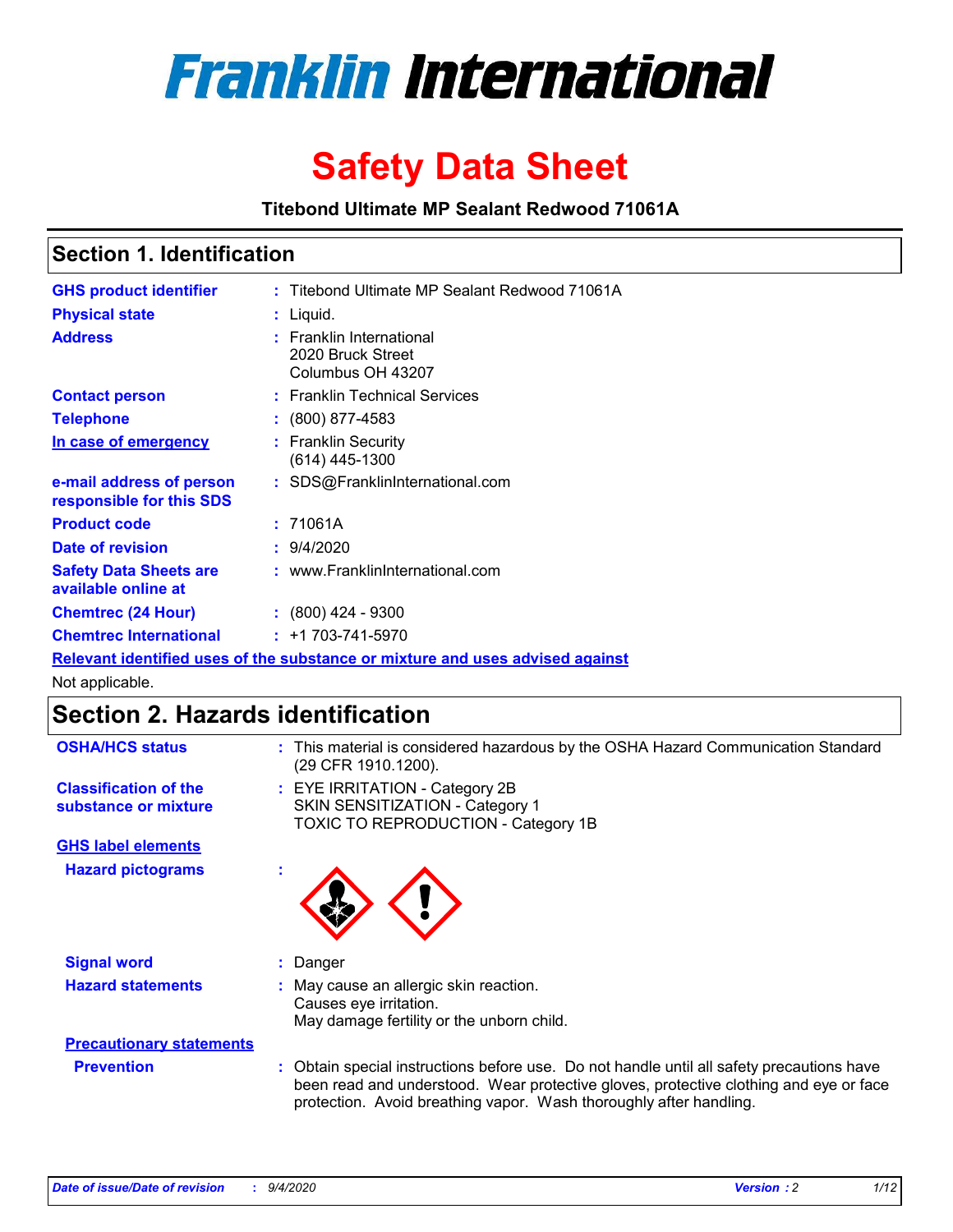# Franklin International

# Safety Data Sheet

**Titebond Ultimate MP Sealant Redwood 71061A**

## Section 1. Identification

| | | |
|---|---|---|
| **GHS product identifier** | : | Titebond Ultimate MP Sealant Redwood 71061A |
| **Physical state** | : | Liquid. |
| **Address** | : | Franklin International<br>2020 Bruck Street<br>Columbus OH 43207 |
| **Contact person** | : | Franklin Technical Services |
| **Telephone** | : | (800) 877-4583 |
| **In case of emergency** | : | Franklin Security<br>(614) 445-1300 |
| **e-mail address of person responsible for this SDS** | : | SDS@FranklinInternational.com |
| **Product code** | : | 71061A |
| **Date of revision** | : | 9/4/2020 |
| **Safety Data Sheets are available online at** | : | www.FranklinInternational.com |
| **Chemtrec (24 Hour)** | : | (800) 424 - 9300 |
| **Chemtrec International** | : | +1 703-741-5970 |

**Relevant identified uses of the substance or mixture and uses advised against**

Not applicable.

## Section 2. Hazards identification

| | | |
|---|---|---|
| **OSHA/HCS status** | : | This material is considered hazardous by the OSHA Hazard Communication Standard (29 CFR 1910.1200). |
| **Classification of the substance or mixture** | : | EYE IRRITATION - Category 2B<br>SKIN SENSITIZATION - Category 1<br>TOXIC TO REPRODUCTION - Category 1B |

**GHS label elements**

| | | |
|---|---|---|
| **Hazard pictograms** | : | |
| **Signal word** | : | Danger |
| **Hazard statements** | : | May cause an allergic skin reaction.<br>Causes eye irritation.<br>May damage fertility or the unborn child. |

**Precautionary statements**

| | | |
|---|---|---|
| **Prevention** | : | Obtain special instructions before use. Do not handle until all safety precautions have been read and understood. Wear protective gloves, protective clothing and eye or face protection. Avoid breathing vapor. Wash thoroughly after handling. |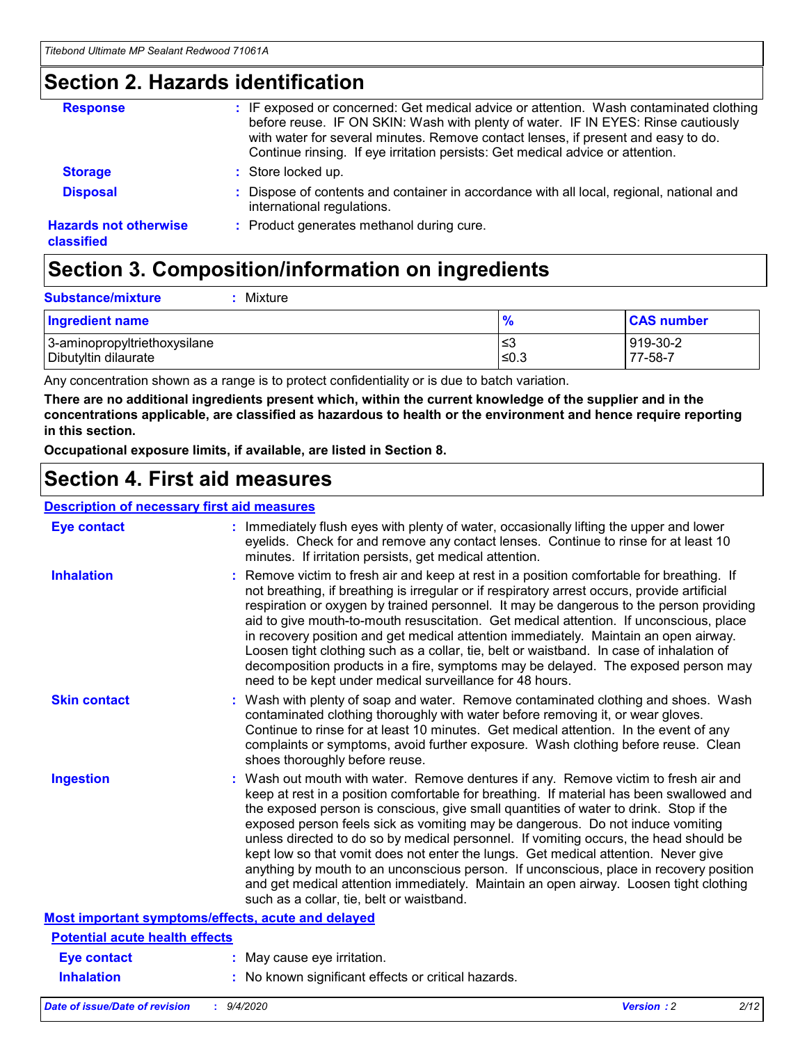## Section 2. Hazards identification

**Response** : IF exposed or concerned: Get medical advice or attention. Wash contaminated clothing before reuse. IF ON SKIN: Wash with plenty of water. IF IN EYES: Rinse cautiously with water for several minutes. Remove contact lenses, if present and easy to do. Continue rinsing. If eye irritation persists: Get medical advice or attention.

**Storage** : Store locked up.

**Disposal** : Dispose of contents and container in accordance with all local, regional, national and international regulations.

**Hazards not otherwise classified** : Product generates methanol during cure.

## Section 3. Composition/information on ingredients

**Substance/mixture** : Mixture

| Ingredient name | % | CAS number |
|---|---|---|
| 3-aminopropyltriethoxysilane | ≤3 | 919-30-2 |
| Dibutyltin dilaurate | ≤0.3 | 77-58-7 |

Any concentration shown as a range is to protect confidentiality or is due to batch variation.

**There are no additional ingredients present which, within the current knowledge of the supplier and in the concentrations applicable, are classified as hazardous to health or the environment and hence require reporting in this section.**

**Occupational exposure limits, if available, are listed in Section 8.**

## Section 4. First aid measures

### Description of necessary first aid measures

**Eye contact** : Immediately flush eyes with plenty of water, occasionally lifting the upper and lower eyelids. Check for and remove any contact lenses. Continue to rinse for at least 10 minutes. If irritation persists, get medical attention.

**Inhalation** : Remove victim to fresh air and keep at rest in a position comfortable for breathing. If not breathing, if breathing is irregular or if respiratory arrest occurs, provide artificial respiration or oxygen by trained personnel. It may be dangerous to the person providing aid to give mouth-to-mouth resuscitation. Get medical attention. If unconscious, place in recovery position and get medical attention immediately. Maintain an open airway. Loosen tight clothing such as a collar, tie, belt or waistband. In case of inhalation of decomposition products in a fire, symptoms may be delayed. The exposed person may need to be kept under medical surveillance for 48 hours.

**Skin contact** : Wash with plenty of soap and water. Remove contaminated clothing and shoes. Wash contaminated clothing thoroughly with water before removing it, or wear gloves. Continue to rinse for at least 10 minutes. Get medical attention. In the event of any complaints or symptoms, avoid further exposure. Wash clothing before reuse. Clean shoes thoroughly before reuse.

**Ingestion** : Wash out mouth with water. Remove dentures if any. Remove victim to fresh air and keep at rest in a position comfortable for breathing. If material has been swallowed and the exposed person is conscious, give small quantities of water to drink. Stop if the exposed person feels sick as vomiting may be dangerous. Do not induce vomiting unless directed to do so by medical personnel. If vomiting occurs, the head should be kept low so that vomit does not enter the lungs. Get medical attention. Never give anything by mouth to an unconscious person. If unconscious, place in recovery position and get medical attention immediately. Maintain an open airway. Loosen tight clothing such as a collar, tie, belt or waistband.

### Most important symptoms/effects, acute and delayed

#### Potential acute health effects

**Eye contact** : May cause eye irritation.

**Inhalation** : No known significant effects or critical hazards.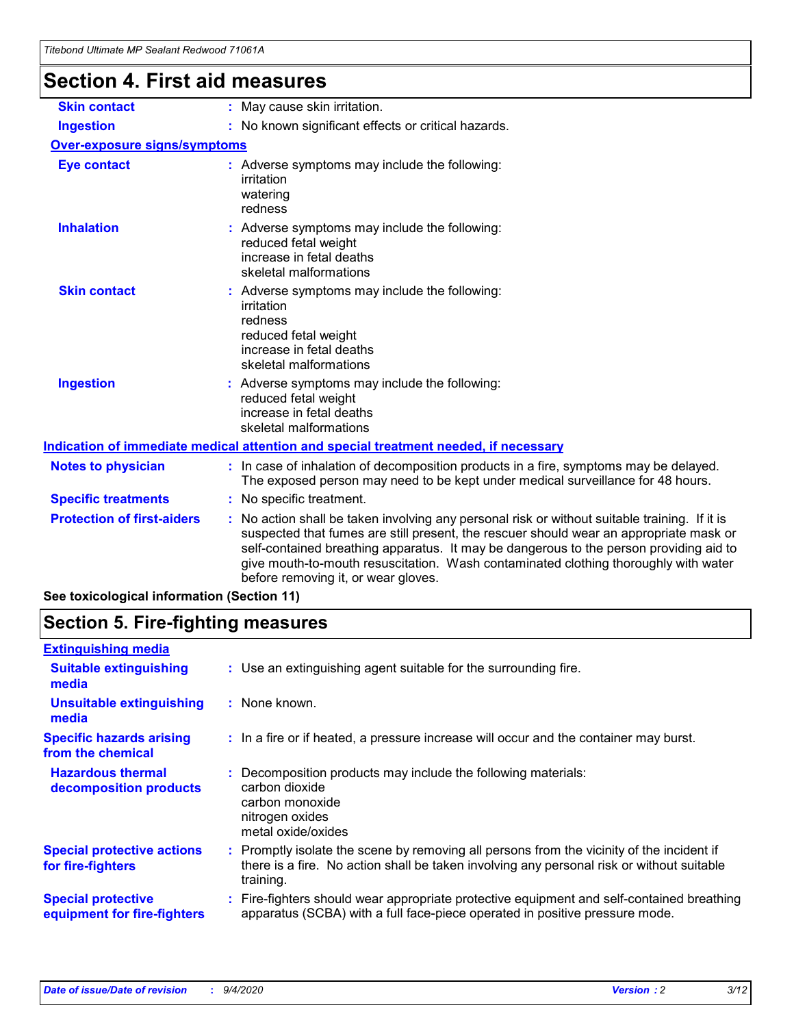## Section 4. First aid measures

**Skin contact** : May cause skin irritation.

**Ingestion** : No known significant effects or critical hazards.

**Over-exposure signs/symptoms**

**Eye contact** : Adverse symptoms may include the following:
irritation
watering
redness

**Inhalation** : Adverse symptoms may include the following:
reduced fetal weight
increase in fetal deaths
skeletal malformations

**Skin contact** : Adverse symptoms may include the following:
irritation
redness
reduced fetal weight
increase in fetal deaths
skeletal malformations

**Ingestion** : Adverse symptoms may include the following:
reduced fetal weight
increase in fetal deaths
skeletal malformations

**Indication of immediate medical attention and special treatment needed, if necessary**

**Notes to physician** : In case of inhalation of decomposition products in a fire, symptoms may be delayed. The exposed person may need to be kept under medical surveillance for 48 hours.

**Specific treatments** : No specific treatment.

**Protection of first-aiders** : No action shall be taken involving any personal risk or without suitable training. If it is suspected that fumes are still present, the rescuer should wear an appropriate mask or self-contained breathing apparatus. It may be dangerous to the person providing aid to give mouth-to-mouth resuscitation. Wash contaminated clothing thoroughly with water before removing it, or wear gloves.

**See toxicological information (Section 11)**

## Section 5. Fire-fighting measures

**Extinguishing media**

**Suitable extinguishing media** : Use an extinguishing agent suitable for the surrounding fire.

**Unsuitable extinguishing media** : None known.

**Specific hazards arising from the chemical** : In a fire or if heated, a pressure increase will occur and the container may burst.

**Hazardous thermal decomposition products** : Decomposition products may include the following materials:
carbon dioxide
carbon monoxide
nitrogen oxides
metal oxide/oxides

**Special protective actions for fire-fighters** : Promptly isolate the scene by removing all persons from the vicinity of the incident if there is a fire. No action shall be taken involving any personal risk or without suitable training.

**Special protective equipment for fire-fighters** : Fire-fighters should wear appropriate protective equipment and self-contained breathing apparatus (SCBA) with a full face-piece operated in positive pressure mode.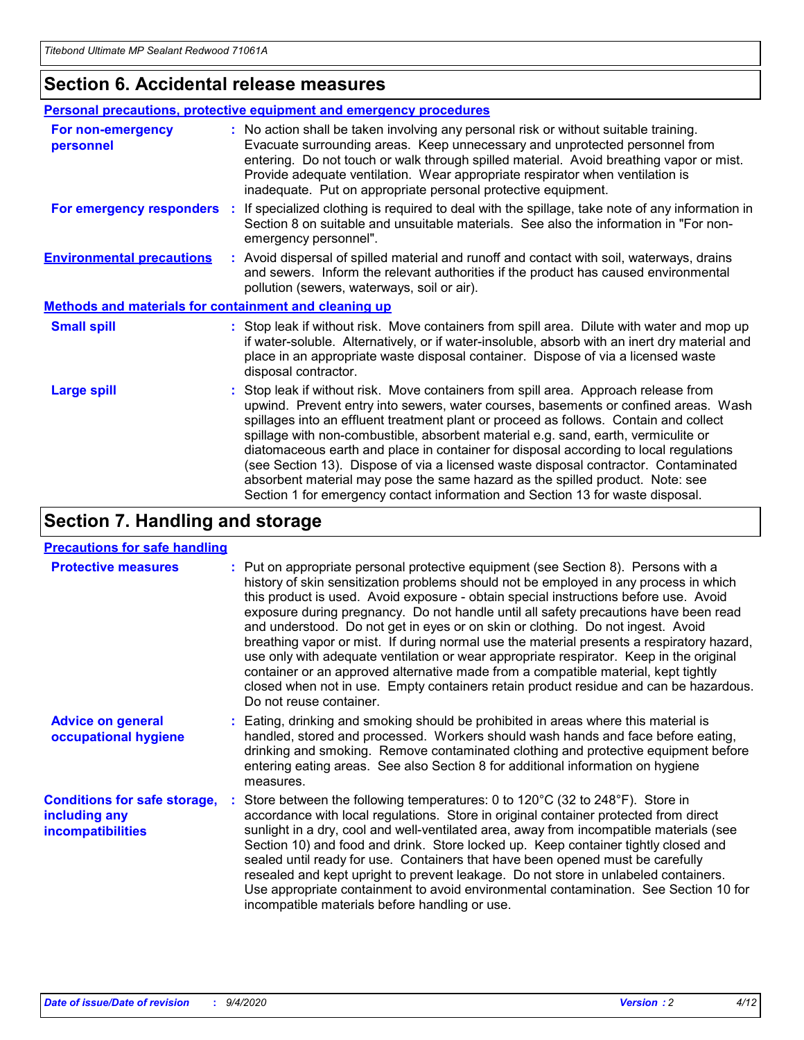## Section 6. Accidental release measures

### Personal precautions, protective equipment and emergency procedures

**For non-emergency personnel** : No action shall be taken involving any personal risk or without suitable training. Evacuate surrounding areas. Keep unnecessary and unprotected personnel from entering. Do not touch or walk through spilled material. Avoid breathing vapor or mist. Provide adequate ventilation. Wear appropriate respirator when ventilation is inadequate. Put on appropriate personal protective equipment.

**For emergency responders** : If specialized clothing is required to deal with the spillage, take note of any information in Section 8 on suitable and unsuitable materials. See also the information in "For non-emergency personnel".

**Environmental precautions** : Avoid dispersal of spilled material and runoff and contact with soil, waterways, drains and sewers. Inform the relevant authorities if the product has caused environmental pollution (sewers, waterways, soil or air).

### Methods and materials for containment and cleaning up

**Small spill** : Stop leak if without risk. Move containers from spill area. Dilute with water and mop up if water-soluble. Alternatively, or if water-insoluble, absorb with an inert dry material and place in an appropriate waste disposal container. Dispose of via a licensed waste disposal contractor.

**Large spill** : Stop leak if without risk. Move containers from spill area. Approach release from upwind. Prevent entry into sewers, water courses, basements or confined areas. Wash spillages into an effluent treatment plant or proceed as follows. Contain and collect spillage with non-combustible, absorbent material e.g. sand, earth, vermiculite or diatomaceous earth and place in container for disposal according to local regulations (see Section 13). Dispose of via a licensed waste disposal contractor. Contaminated absorbent material may pose the same hazard as the spilled product. Note: see Section 1 for emergency contact information and Section 13 for waste disposal.

## Section 7. Handling and storage

### Precautions for safe handling

**Protective measures** : Put on appropriate personal protective equipment (see Section 8). Persons with a history of skin sensitization problems should not be employed in any process in which this product is used. Avoid exposure - obtain special instructions before use. Avoid exposure during pregnancy. Do not handle until all safety precautions have been read and understood. Do not get in eyes or on skin or clothing. Do not ingest. Avoid breathing vapor or mist. If during normal use the material presents a respiratory hazard, use only with adequate ventilation or wear appropriate respirator. Keep in the original container or an approved alternative made from a compatible material, kept tightly closed when not in use. Empty containers retain product residue and can be hazardous. Do not reuse container.

**Advice on general occupational hygiene** : Eating, drinking and smoking should be prohibited in areas where this material is handled, stored and processed. Workers should wash hands and face before eating, drinking and smoking. Remove contaminated clothing and protective equipment before entering eating areas. See also Section 8 for additional information on hygiene measures.

**Conditions for safe storage, including any incompatibilities** : Store between the following temperatures: 0 to 120°C (32 to 248°F). Store in accordance with local regulations. Store in original container protected from direct sunlight in a dry, cool and well-ventilated area, away from incompatible materials (see Section 10) and food and drink. Store locked up. Keep container tightly closed and sealed until ready for use. Containers that have been opened must be carefully resealed and kept upright to prevent leakage. Do not store in unlabeled containers. Use appropriate containment to avoid environmental contamination. See Section 10 for incompatible materials before handling or use.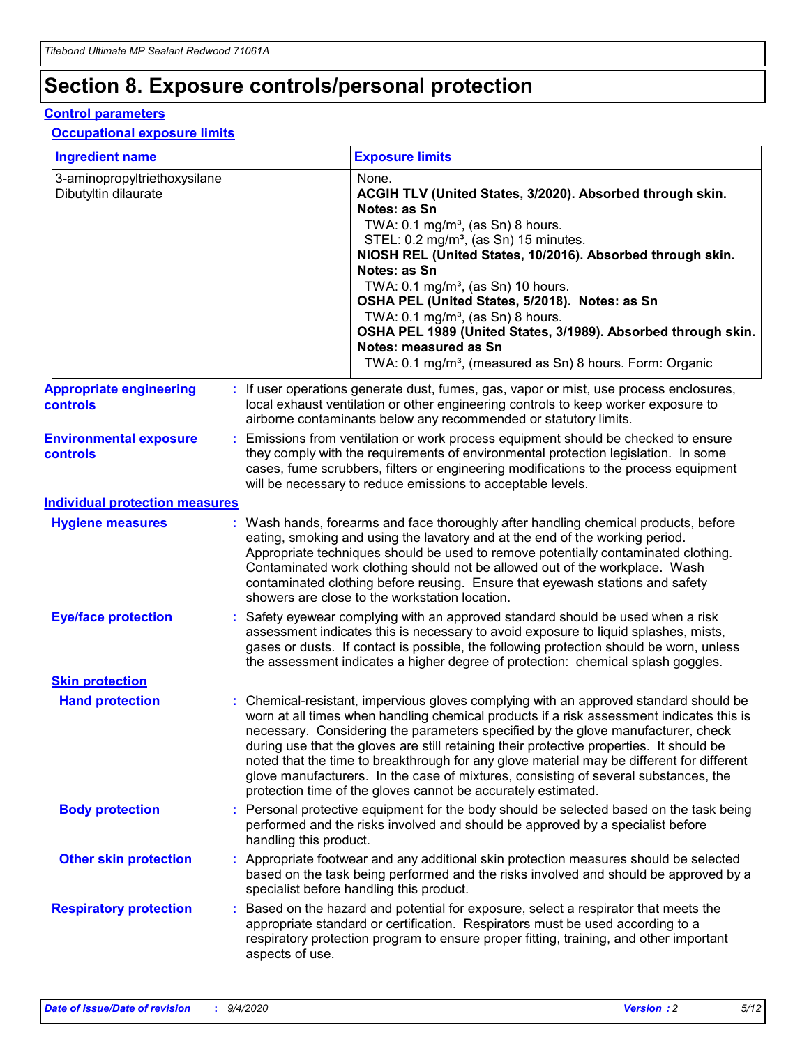# Section 8. Exposure controls/personal protection

## Control parameters

### Occupational exposure limits

| Ingredient name | Exposure limits |
| --- | --- |
| 3-aminopropyltriethoxysilane | None. |
| Dibutyltin dilaurate | **ACGIH TLV (United States, 3/2020). Absorbed through skin. Notes: as Sn**<br>TWA: 0.1 mg/m³, (as Sn) 8 hours.<br>STEL: 0.2 mg/m³, (as Sn) 15 minutes.<br>**NIOSH REL (United States, 10/2016). Absorbed through skin. Notes: as Sn**<br>TWA: 0.1 mg/m³, (as Sn) 10 hours.<br>**OSHA PEL (United States, 5/2018). Notes: as Sn**<br>TWA: 0.1 mg/m³, (as Sn) 8 hours.<br>**OSHA PEL 1989 (United States, 3/1989). Absorbed through skin. Notes: measured as Sn**<br>TWA: 0.1 mg/m³, (measured as Sn) 8 hours. Form: Organic |

**Appropriate engineering controls** : If user operations generate dust, fumes, gas, vapor or mist, use process enclosures, local exhaust ventilation or other engineering controls to keep worker exposure to airborne contaminants below any recommended or statutory limits.

**Environmental exposure controls** : Emissions from ventilation or work process equipment should be checked to ensure they comply with the requirements of environmental protection legislation. In some cases, fume scrubbers, filters or engineering modifications to the process equipment will be necessary to reduce emissions to acceptable levels.

## Individual protection measures

**Hygiene measures** : Wash hands, forearms and face thoroughly after handling chemical products, before eating, smoking and using the lavatory and at the end of the working period. Appropriate techniques should be used to remove potentially contaminated clothing. Contaminated work clothing should not be allowed out of the workplace. Wash contaminated clothing before reusing. Ensure that eyewash stations and safety showers are close to the workstation location.

**Eye/face protection** : Safety eyewear complying with an approved standard should be used when a risk assessment indicates this is necessary to avoid exposure to liquid splashes, mists, gases or dusts. If contact is possible, the following protection should be worn, unless the assessment indicates a higher degree of protection: chemical splash goggles.

### Skin protection

**Hand protection** : Chemical-resistant, impervious gloves complying with an approved standard should be worn at all times when handling chemical products if a risk assessment indicates this is necessary. Considering the parameters specified by the glove manufacturer, check during use that the gloves are still retaining their protective properties. It should be noted that the time to breakthrough for any glove material may be different for different glove manufacturers. In the case of mixtures, consisting of several substances, the protection time of the gloves cannot be accurately estimated.

**Body protection** : Personal protective equipment for the body should be selected based on the task being performed and the risks involved and should be approved by a specialist before handling this product.

**Other skin protection** : Appropriate footwear and any additional skin protection measures should be selected based on the task being performed and the risks involved and should be approved by a specialist before handling this product.

**Respiratory protection** : Based on the hazard and potential for exposure, select a respirator that meets the appropriate standard or certification. Respirators must be used according to a respiratory protection program to ensure proper fitting, training, and other important aspects of use.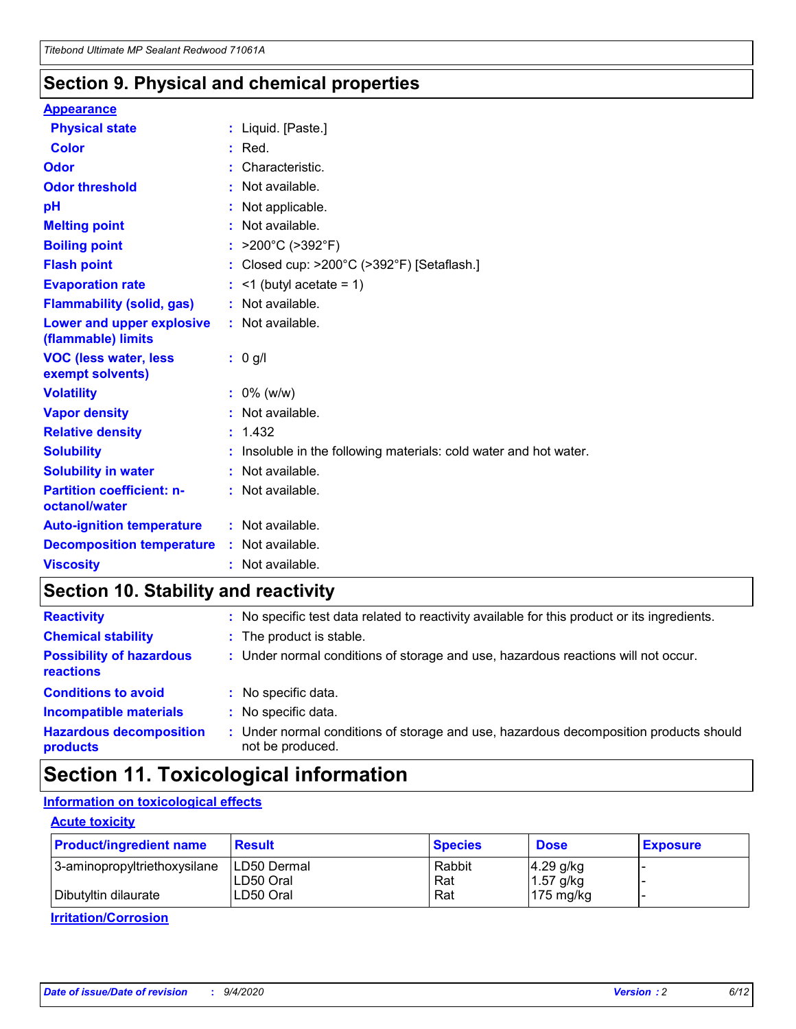## Section 9. Physical and chemical properties

**Appearance**

| | |
|---|---|
| **Physical state** | : Liquid. [Paste.] |
| **Color** | : Red. |
| **Odor** | : Characteristic. |
| **Odor threshold** | : Not available. |
| **pH** | : Not applicable. |
| **Melting point** | : Not available. |
| **Boiling point** | : >200°C (>392°F) |
| **Flash point** | : Closed cup: >200°C (>392°F) [Setaflash.] |
| **Evaporation rate** | : <1 (butyl acetate = 1) |
| **Flammability (solid, gas)** | : Not available. |
| **Lower and upper explosive (flammable) limits** | : Not available. |
| **VOC (less water, less exempt solvents)** | : 0 g/l |
| **Volatility** | : 0% (w/w) |
| **Vapor density** | : Not available. |
| **Relative density** | : 1.432 |
| **Solubility** | : Insoluble in the following materials: cold water and hot water. |
| **Solubility in water** | : Not available. |
| **Partition coefficient: n-octanol/water** | : Not available. |
| **Auto-ignition temperature** | : Not available. |
| **Decomposition temperature** | : Not available. |
| **Viscosity** | : Not available. |

## Section 10. Stability and reactivity

| | |
|---|---|
| **Reactivity** | : No specific test data related to reactivity available for this product or its ingredients. |
| **Chemical stability** | : The product is stable. |
| **Possibility of hazardous reactions** | : Under normal conditions of storage and use, hazardous reactions will not occur. |
| **Conditions to avoid** | : No specific data. |
| **Incompatible materials** | : No specific data. |
| **Hazardous decomposition products** | : Under normal conditions of storage and use, hazardous decomposition products should not be produced. |

## Section 11. Toxicological information

**Information on toxicological effects**

**Acute toxicity**

| Product/ingredient name | Result | Species | Dose | Exposure |
|---|---|---|---|---|
| 3-aminopropyltriethoxysilane | LD50 Dermal | Rabbit | 4.29 g/kg | - |
| | LD50 Oral | Rat | 1.57 g/kg | - |
| Dibutyltin dilaurate | LD50 Oral | Rat | 175 mg/kg | - |

**Irritation/Corrosion**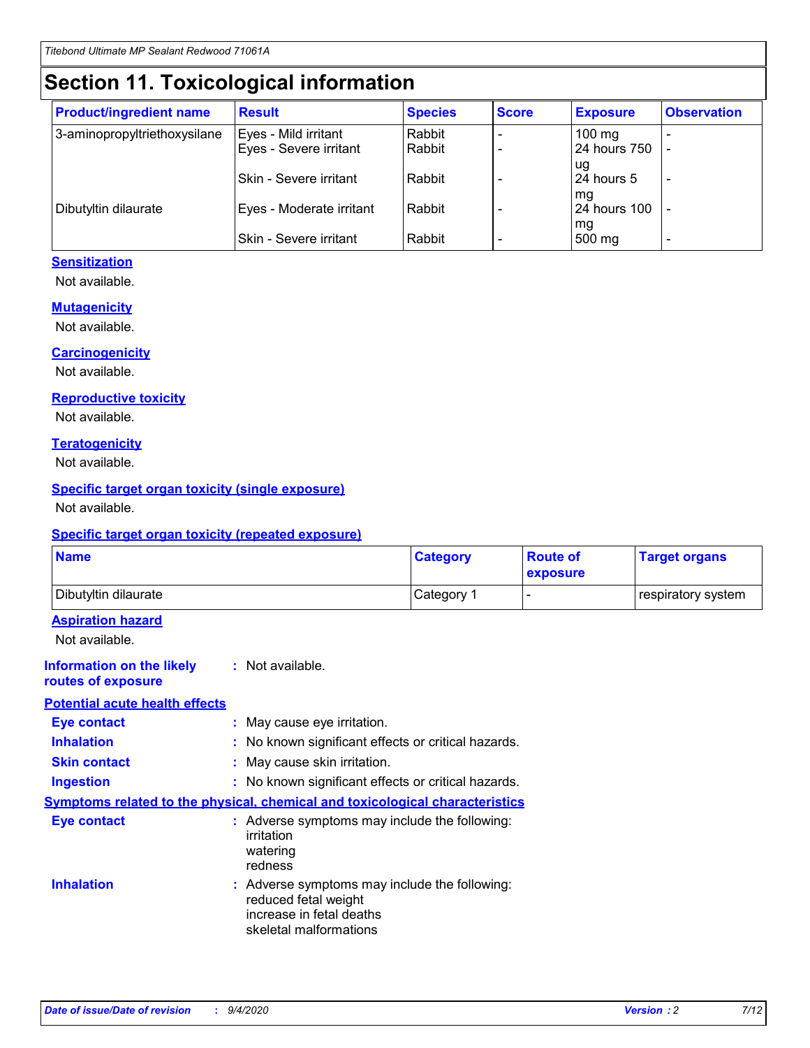# Section 11. Toxicological information

| Product/ingredient name | Result | Species | Score | Exposure | Observation |
|---|---|---|---|---|---|
| 3-aminopropyltriethoxysilane | Eyes - Mild irritant | Rabbit | - | 100 mg | - |
| | Eyes - Severe irritant | Rabbit | - | 24 hours 750 ug | - |
| | Skin - Severe irritant | Rabbit | - | 24 hours 5 mg | - |
| Dibutyltin dilaurate | Eyes - Moderate irritant | Rabbit | - | 24 hours 100 mg | - |
| | Skin - Severe irritant | Rabbit | - | 500 mg | - |

### Sensitization

Not available.

### Mutagenicity

Not available.

### Carcinogenicity

Not available.

### Reproductive toxicity

Not available.

### Teratogenicity

Not available.

### Specific target organ toxicity (single exposure)

Not available.

### Specific target organ toxicity (repeated exposure)

| Name | Category | Route of exposure | Target organs |
|---|---|---|---|
| Dibutyltin dilaurate | Category 1 | - | respiratory system |

### Aspiration hazard

Not available.

**Information on the likely routes of exposure** : Not available.

### Potential acute health effects

**Eye contact** : May cause eye irritation.

**Inhalation** : No known significant effects or critical hazards.

**Skin contact** : May cause skin irritation.

**Ingestion** : No known significant effects or critical hazards.

### Symptoms related to the physical, chemical and toxicological characteristics

**Eye contact** : Adverse symptoms may include the following:
irritation
watering
redness

**Inhalation** : Adverse symptoms may include the following:
reduced fetal weight
increase in fetal deaths
skeletal malformations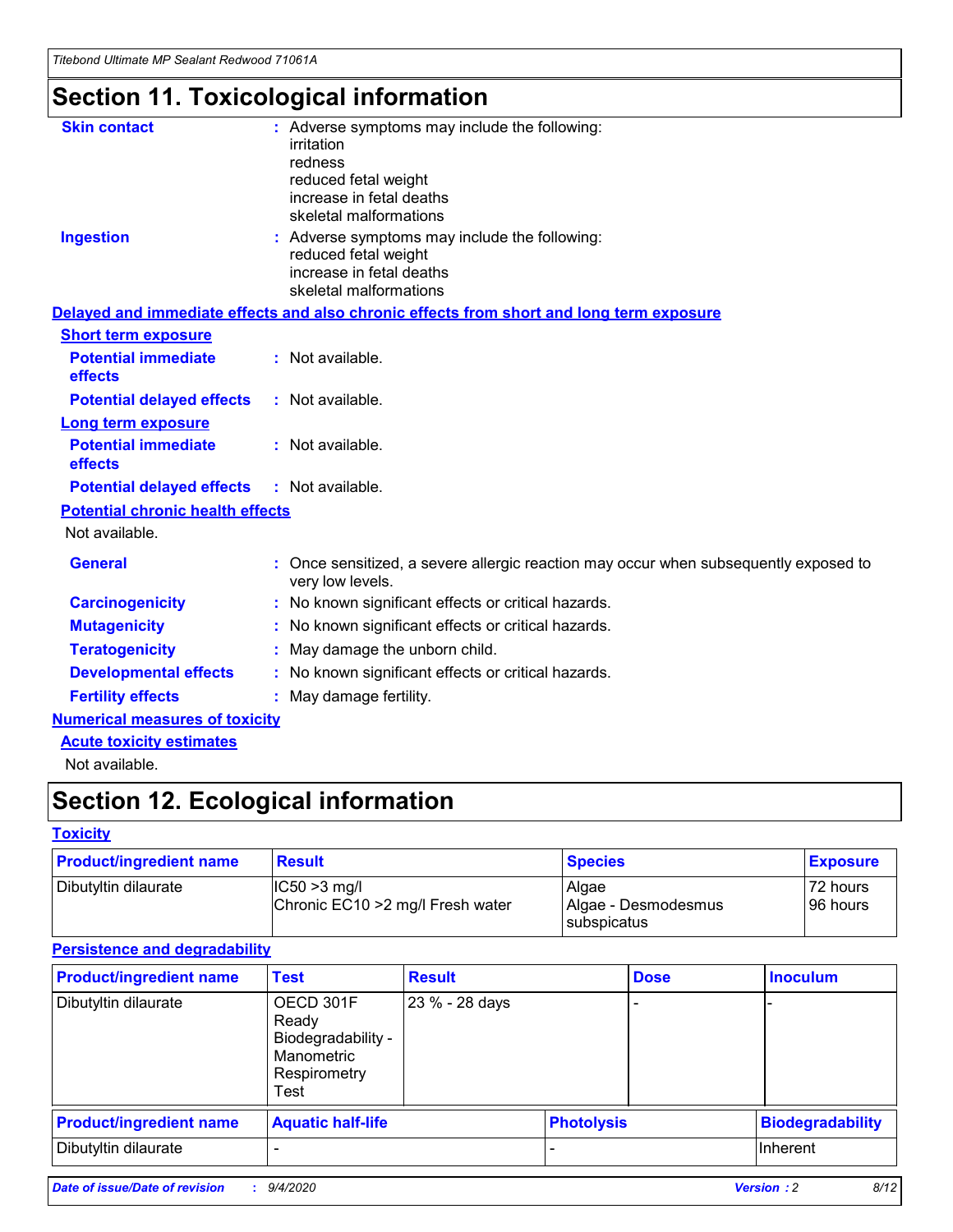# Section 11. Toxicological information

**Skin contact** : Adverse symptoms may include the following:
irritation
redness
reduced fetal weight
increase in fetal deaths
skeletal malformations

**Ingestion** : Adverse symptoms may include the following:
reduced fetal weight
increase in fetal deaths
skeletal malformations

**Delayed and immediate effects and also chronic effects from short and long term exposure**

**Short term exposure**

**Potential immediate effects** : Not available.

**Potential delayed effects** : Not available.

**Long term exposure**

**Potential immediate effects** : Not available.

**Potential delayed effects** : Not available.

**Potential chronic health effects**

Not available.

**General** : Once sensitized, a severe allergic reaction may occur when subsequently exposed to very low levels.

**Carcinogenicity** : No known significant effects or critical hazards.

**Mutagenicity** : No known significant effects or critical hazards.

**Teratogenicity** : May damage the unborn child.

**Developmental effects** : No known significant effects or critical hazards.

**Fertility effects** : May damage fertility.

**Numerical measures of toxicity**

**Acute toxicity estimates**

Not available.

# Section 12. Ecological information

**Toxicity**

| Product/ingredient name | Result | Species | Exposure |
|---|---|---|---|
| Dibutyltin dilaurate | IC50 >3 mg/l<br>Chronic EC10 >2 mg/l Fresh water | Algae<br>Algae - Desmodesmus subspicatus | 72 hours<br>96 hours |

**Persistence and degradability**

| Product/ingredient name | Test | Result | Dose | Inoculum |
|---|---|---|---|---|
| Dibutyltin dilaurate | OECD 301F Ready Biodegradability - Manometric Respirometry Test | 23 % - 28 days | - | - |

| Product/ingredient name | Aquatic half-life | Photolysis | Biodegradability |
|---|---|---|---|
| Dibutyltin dilaurate | - | - | Inherent |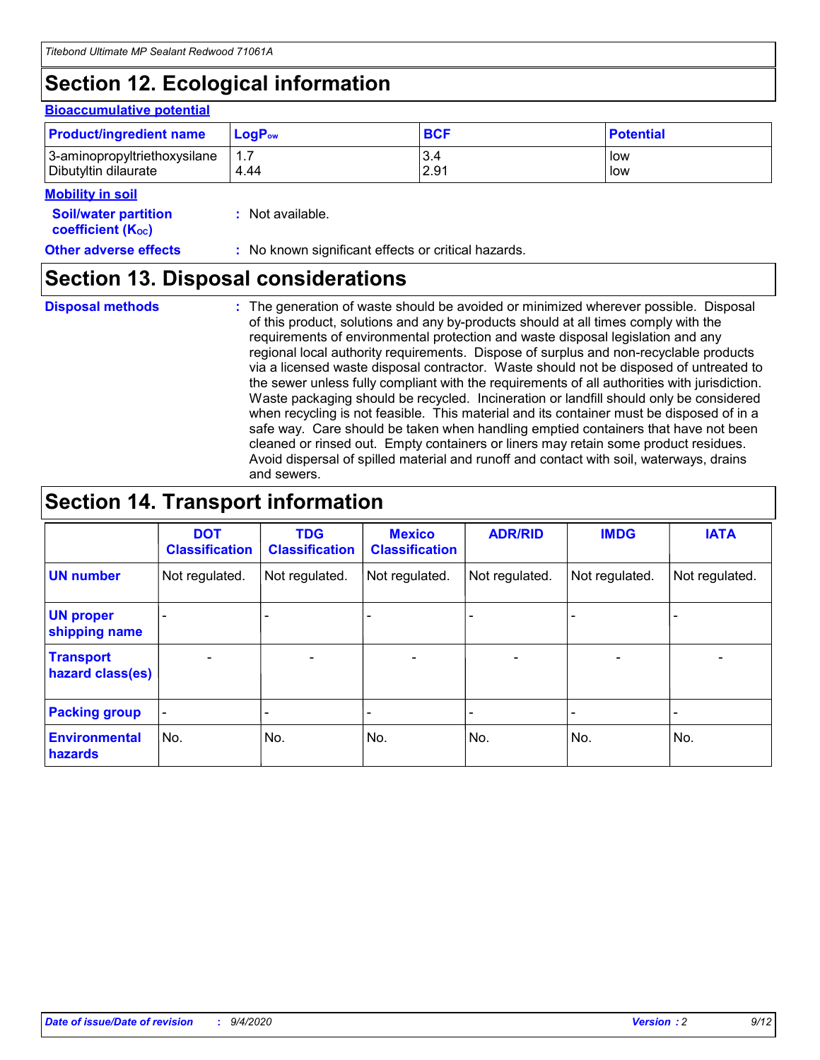## Section 12. Ecological information

**Bioaccumulative potential**

| Product/ingredient name | $LogP_{ow}$ | BCF | Potential |
|---|---|---|---|
| 3-aminopropyltriethoxysilane | 1.7 | 3.4 | low |
| Dibutyltin dilaurate | 4.44 | 2.91 | low |

**Mobility in soil**

**Soil/water partition coefficient ($K_{OC}$)** : Not available.

**Other adverse effects** : No known significant effects or critical hazards.

## Section 13. Disposal considerations

**Disposal methods** : The generation of waste should be avoided or minimized wherever possible. Disposal of this product, solutions and any by-products should at all times comply with the requirements of environmental protection and waste disposal legislation and any regional local authority requirements. Dispose of surplus and non-recyclable products via a licensed waste disposal contractor. Waste should not be disposed of untreated to the sewer unless fully compliant with the requirements of all authorities with jurisdiction. Waste packaging should be recycled. Incineration or landfill should only be considered when recycling is not feasible. This material and its container must be disposed of in a safe way. Care should be taken when handling emptied containers that have not been cleaned or rinsed out. Empty containers or liners may retain some product residues. Avoid dispersal of spilled material and runoff and contact with soil, waterways, drains and sewers.

## Section 14. Transport information

| | DOT Classification | TDG Classification | Mexico Classification | ADR/RID | IMDG | IATA |
|---|---|---|---|---|---|---|
| **UN number** | Not regulated. | Not regulated. | Not regulated. | Not regulated. | Not regulated. | Not regulated. |
| **UN proper shipping name** | - | - | - | - | - | - |
| **Transport hazard class(es)** | - | - | - | - | - | - |
| **Packing group** | - | - | - | - | - | - |
| **Environmental hazards** | No. | No. | No. | No. | No. | No. |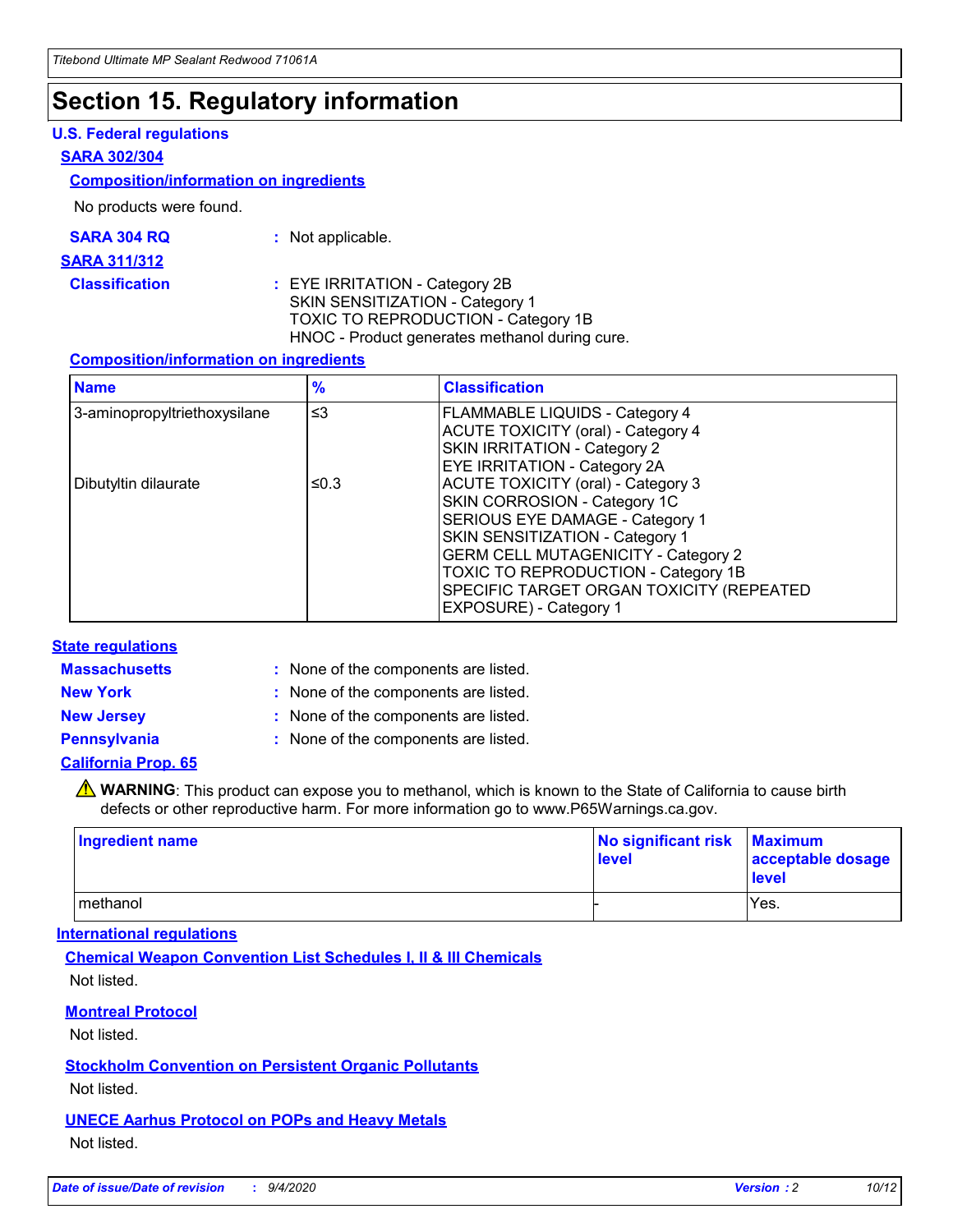# Section 15. Regulatory information

## U.S. Federal regulations

### SARA 302/304

#### Composition/information on ingredients

No products were found.

**SARA 304 RQ** : Not applicable.

### SARA 311/312

**Classification** : EYE IRRITATION - Category 2B
SKIN SENSITIZATION - Category 1
TOXIC TO REPRODUCTION - Category 1B
HNOC - Product generates methanol during cure.

#### Composition/information on ingredients

| Name | % | Classification |
|---|---|---|
| 3-aminopropyltriethoxysilane | ≤3 | FLAMMABLE LIQUIDS - Category 4<br>ACUTE TOXICITY (oral) - Category 4<br>SKIN IRRITATION - Category 2<br>EYE IRRITATION - Category 2A |
| Dibutyltin dilaurate | ≤0.3 | ACUTE TOXICITY (oral) - Category 3<br>SKIN CORROSION - Category 1C<br>SERIOUS EYE DAMAGE - Category 1<br>SKIN SENSITIZATION - Category 1<br>GERM CELL MUTAGENICITY - Category 2<br>TOXIC TO REPRODUCTION - Category 1B<br>SPECIFIC TARGET ORGAN TOXICITY (REPEATED EXPOSURE) - Category 1 |

## State regulations

**Massachusetts** : None of the components are listed.

**New York** : None of the components are listed.

**New Jersey** : None of the components are listed.

**Pennsylvania** : None of the components are listed.

### California Prop. 65

⚠ **WARNING**: This product can expose you to methanol, which is known to the State of California to cause birth defects or other reproductive harm. For more information go to www.P65Warnings.ca.gov.

| Ingredient name | No significant risk level | Maximum acceptable dosage level |
|---|---|---|
| methanol | - | Yes. |

## International regulations

### Chemical Weapon Convention List Schedules I, II & III Chemicals

Not listed.

### Montreal Protocol

Not listed.

### Stockholm Convention on Persistent Organic Pollutants

Not listed.

### UNECE Aarhus Protocol on POPs and Heavy Metals

Not listed.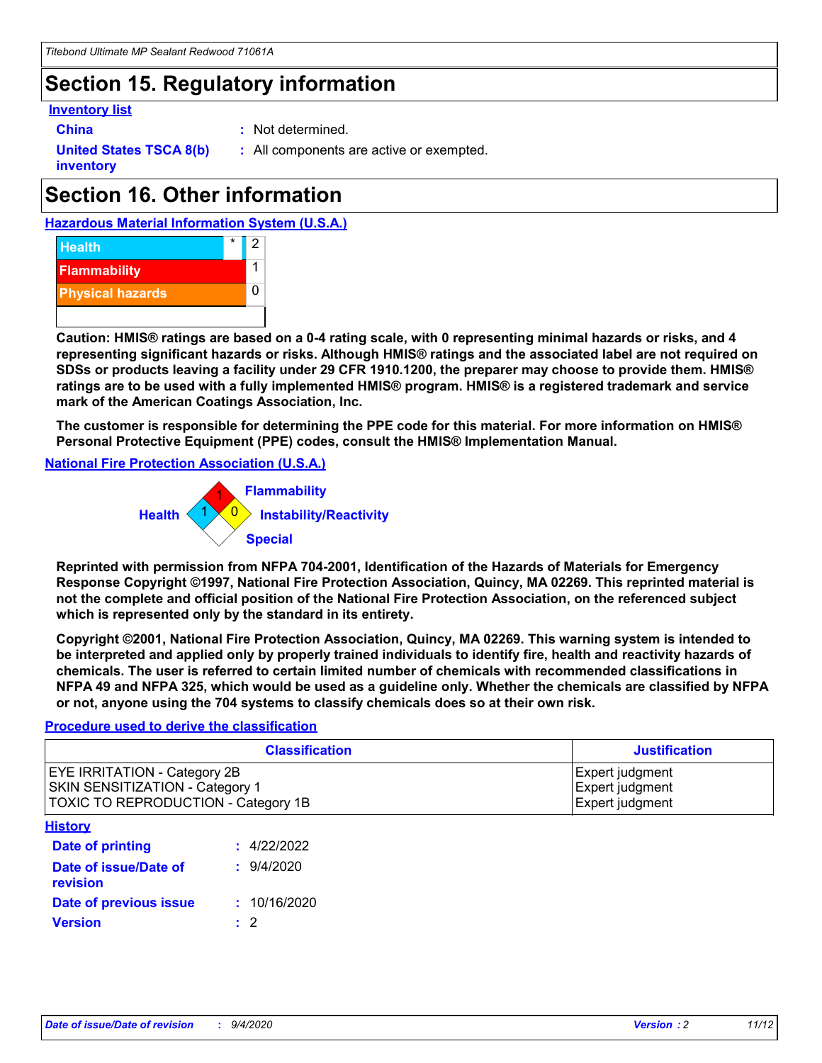## Section 15. Regulatory information

**Inventory list**

**China** : Not determined.

**United States TSCA 8(b) inventory** : All components are active or exempted.

## Section 16. Other information

**Hazardous Material Information System (U.S.A.)**

| | | |
|---|---|---|
| Health | * | 2 |
| Flammability | | 1 |
| Physical hazards | | 0 |

**Caution: HMIS® ratings are based on a 0-4 rating scale, with 0 representing minimal hazards or risks, and 4 representing significant hazards or risks. Although HMIS® ratings and the associated label are not required on SDSs or products leaving a facility under 29 CFR 1910.1200, the preparer may choose to provide them. HMIS® ratings are to be used with a fully implemented HMIS® program. HMIS® is a registered trademark and service mark of the American Coatings Association, Inc.**

**The customer is responsible for determining the PPE code for this material. For more information on HMIS® Personal Protective Equipment (PPE) codes, consult the HMIS® Implementation Manual.**

**National Fire Protection Association (U.S.A.)**

Flammability: 1
Health: 1
Instability/Reactivity: 0
Special:

**Reprinted with permission from NFPA 704-2001, Identification of the Hazards of Materials for Emergency Response Copyright ©1997, National Fire Protection Association, Quincy, MA 02269. This reprinted material is not the complete and official position of the National Fire Protection Association, on the referenced subject which is represented only by the standard in its entirety.**

**Copyright ©2001, National Fire Protection Association, Quincy, MA 02269. This warning system is intended to be interpreted and applied only by properly trained individuals to identify fire, health and reactivity hazards of chemicals. The user is referred to certain limited number of chemicals with recommended classifications in NFPA 49 and NFPA 325, which would be used as a guideline only. Whether the chemicals are classified by NFPA or not, anyone using the 704 systems to classify chemicals does so at their own risk.**

**Procedure used to derive the classification**

| Classification | Justification |
|---|---|
| EYE IRRITATION - Category 2B | Expert judgment |
| SKIN SENSITIZATION - Category 1 | Expert judgment |
| TOXIC TO REPRODUCTION - Category 1B | Expert judgment |

**History**

**Date of printing** : 4/22/2022

**Date of issue/Date of revision** : 9/4/2020

**Date of previous issue** : 10/16/2020

**Version** : 2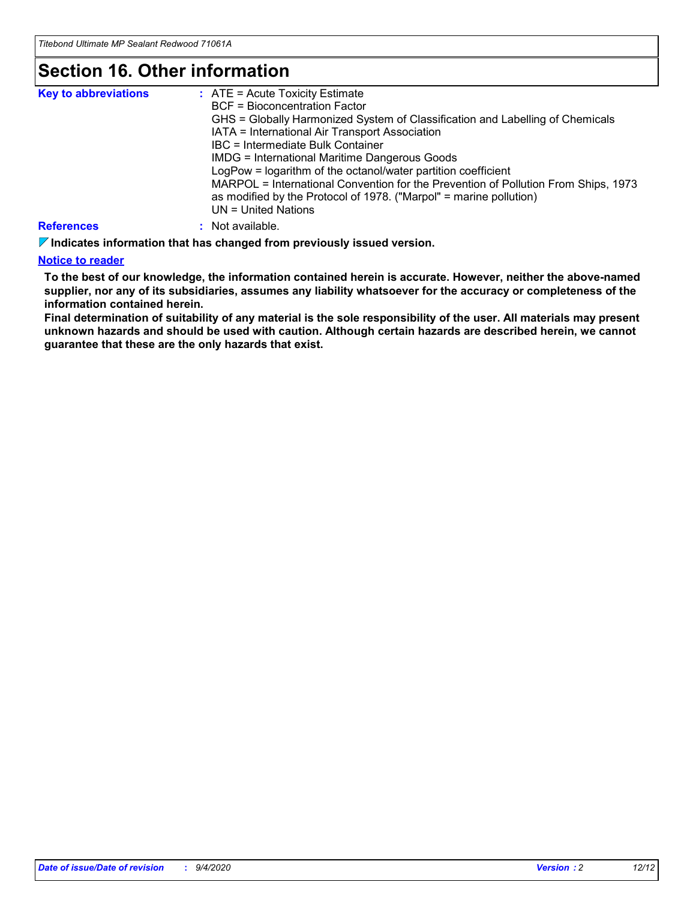# Section 16. Other information

**Key to abbreviations** : ATE = Acute Toxicity Estimate
BCF = Bioconcentration Factor
GHS = Globally Harmonized System of Classification and Labelling of Chemicals
IATA = International Air Transport Association
IBC = Intermediate Bulk Container
IMDG = International Maritime Dangerous Goods
LogPow = logarithm of the octanol/water partition coefficient
MARPOL = International Convention for the Prevention of Pollution From Ships, 1973 as modified by the Protocol of 1978. ("Marpol" = marine pollution)
UN = United Nations

**References** : Not available.

**Indicates information that has changed from previously issued version.**

**Notice to reader**

**To the best of our knowledge, the information contained herein is accurate. However, neither the above-named supplier, nor any of its subsidiaries, assumes any liability whatsoever for the accuracy or completeness of the information contained herein.**

**Final determination of suitability of any material is the sole responsibility of the user. All materials may present unknown hazards and should be used with caution. Although certain hazards are described herein, we cannot guarantee that these are the only hazards that exist.**